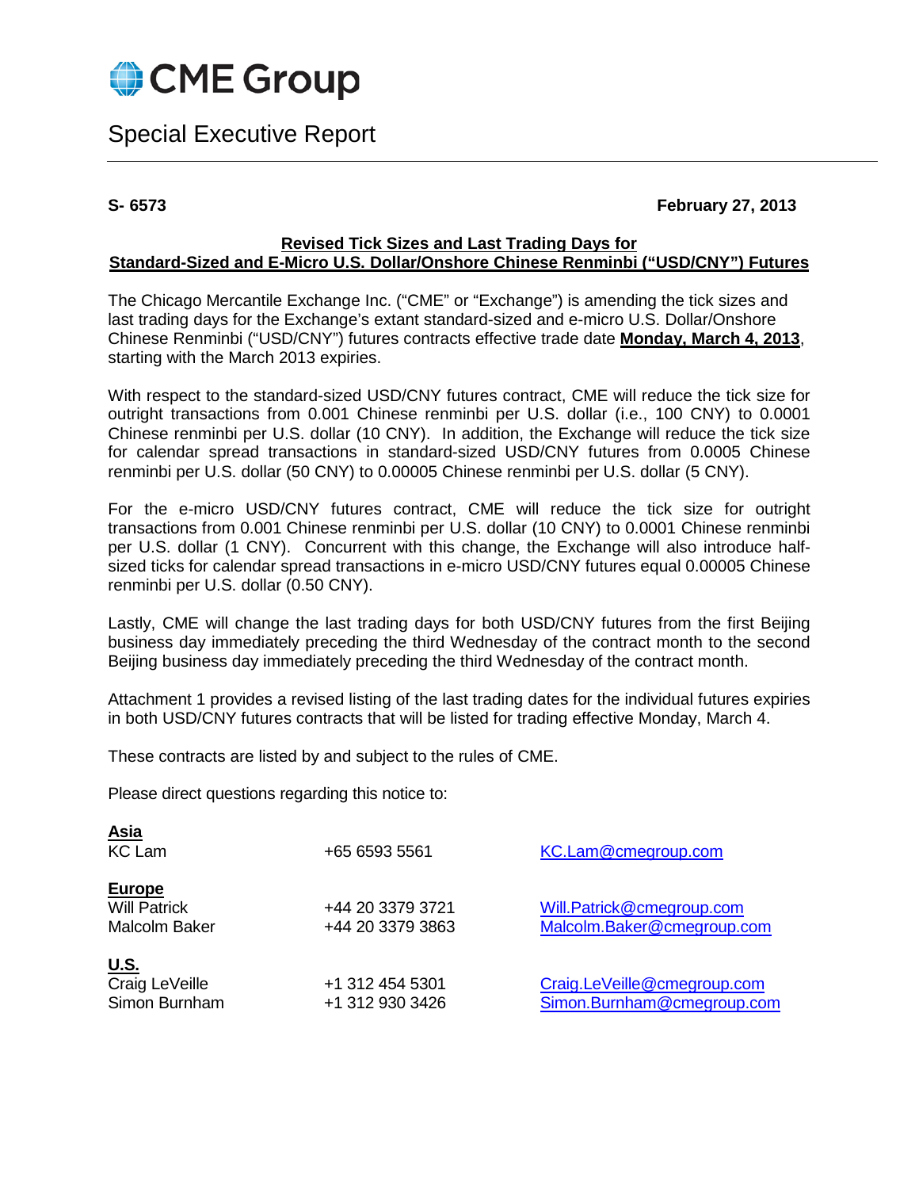CME Group

# Special Executive Report

**S- 6573** **February 27, 2013**

## Revised Tick Sizes and Last Trading Days for Standard-Sized and E-Micro U.S. Dollar/Onshore Chinese Renminbi (“USD/CNY”) Futures

The Chicago Mercantile Exchange Inc. (“CME” or “Exchange”) is amending the tick sizes and last trading days for the Exchange’s extant standard-sized and e-micro U.S. Dollar/Onshore Chinese Renminbi (“USD/CNY”) futures contracts effective trade date **Monday, March 4, 2013**, starting with the March 2013 expiries.

With respect to the standard-sized USD/CNY futures contract, CME will reduce the tick size for outright transactions from 0.001 Chinese renminbi per U.S. dollar (i.e., 100 CNY) to 0.0001 Chinese renminbi per U.S. dollar (10 CNY). In addition, the Exchange will reduce the tick size for calendar spread transactions in standard-sized USD/CNY futures from 0.0005 Chinese renminbi per U.S. dollar (50 CNY) to 0.00005 Chinese renminbi per U.S. dollar (5 CNY).

For the e-micro USD/CNY futures contract, CME will reduce the tick size for outright transactions from 0.001 Chinese renminbi per U.S. dollar (10 CNY) to 0.0001 Chinese renminbi per U.S. dollar (1 CNY). Concurrent with this change, the Exchange will also introduce half-sized ticks for calendar spread transactions in e-micro USD/CNY futures equal 0.00005 Chinese renminbi per U.S. dollar (0.50 CNY).

Lastly, CME will change the last trading days for both USD/CNY futures from the first Beijing business day immediately preceding the third Wednesday of the contract month to the second Beijing business day immediately preceding the third Wednesday of the contract month.

Attachment 1 provides a revised listing of the last trading dates for the individual futures expiries in both USD/CNY futures contracts that will be listed for trading effective Monday, March 4.

These contracts are listed by and subject to the rules of CME.

Please direct questions regarding this notice to:

**Asia**

| | | |
|---|---|---|
| KC Lam | +65 6593 5561 | KC.Lam@cmegroup.com |

**Europe**

| | | |
|---|---|---|
| Will Patrick | +44 20 3379 3721 | Will.Patrick@cmegroup.com |
| Malcolm Baker | +44 20 3379 3863 | Malcolm.Baker@cmegroup.com |

**U.S.**

| | | |
|---|---|---|
| Craig LeVeille | +1 312 454 5301 | Craig.LeVeille@cmegroup.com |
| Simon Burnham | +1 312 930 3426 | Simon.Burnham@cmegroup.com |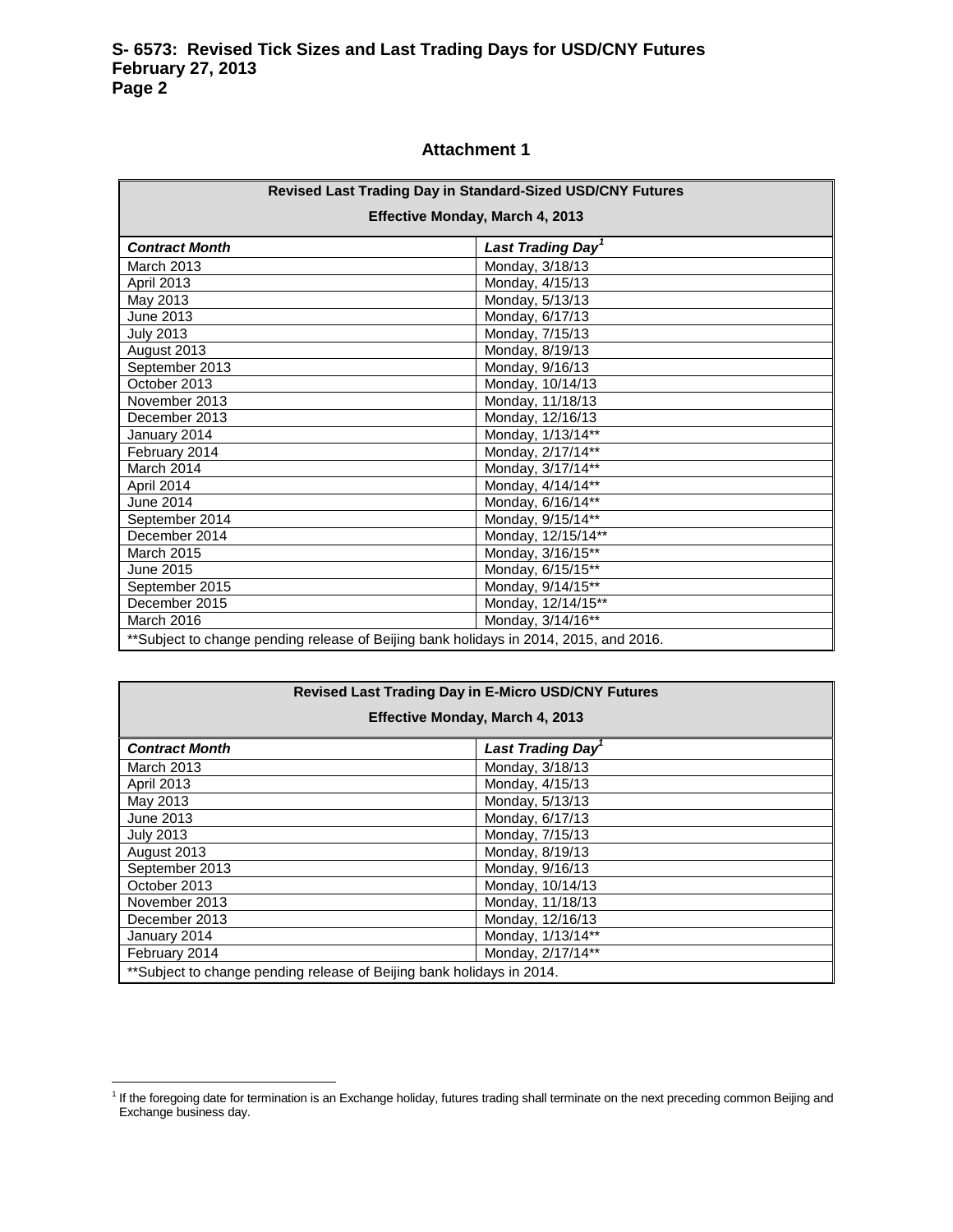## Attachment 1

| Revised Last Trading Day in Standard-Sized USD/CNY Futures<br>Effective Monday, March 4, 2013 | |
|---|---|
| ***Contract Month*** | ***Last Trading Day[1]*** |
| March 2013 | Monday, 3/18/13 |
| April 2013 | Monday, 4/15/13 |
| May 2013 | Monday, 5/13/13 |
| June 2013 | Monday, 6/17/13 |
| July 2013 | Monday, 7/15/13 |
| August 2013 | Monday, 8/19/13 |
| September 2013 | Monday, 9/16/13 |
| October 2013 | Monday, 10/14/13 |
| November 2013 | Monday, 11/18/13 |
| December 2013 | Monday, 12/16/13 |
| January 2014 | Monday, 1/13/14** |
| February 2014 | Monday, 2/17/14** |
| March 2014 | Monday, 3/17/14** |
| April 2014 | Monday, 4/14/14** |
| June 2014 | Monday, 6/16/14** |
| September 2014 | Monday, 9/15/14** |
| December 2014 | Monday, 12/15/14** |
| March 2015 | Monday, 3/16/15** |
| June 2015 | Monday, 6/15/15** |
| September 2015 | Monday, 9/14/15** |
| December 2015 | Monday, 12/14/15** |
| March 2016 | Monday, 3/14/16** |
| **Subject to change pending release of Beijing bank holidays in 2014, 2015, and 2016. | |

| Revised Last Trading Day in E-Micro USD/CNY Futures<br>Effective Monday, March 4, 2013 | |
|---|---|
| ***Contract Month*** | ***Last Trading Day[1]*** |
| March 2013 | Monday, 3/18/13 |
| April 2013 | Monday, 4/15/13 |
| May 2013 | Monday, 5/13/13 |
| June 2013 | Monday, 6/17/13 |
| July 2013 | Monday, 7/15/13 |
| August 2013 | Monday, 8/19/13 |
| September 2013 | Monday, 9/16/13 |
| October 2013 | Monday, 10/14/13 |
| November 2013 | Monday, 11/18/13 |
| December 2013 | Monday, 12/16/13 |
| January 2014 | Monday, 1/13/14** |
| February 2014 | Monday, 2/17/14** |
| **Subject to change pending release of Beijing bank holidays in 2014. | |

[1] If the foregoing date for termination is an Exchange holiday, futures trading shall terminate on the next preceding common Beijing and Exchange business day.